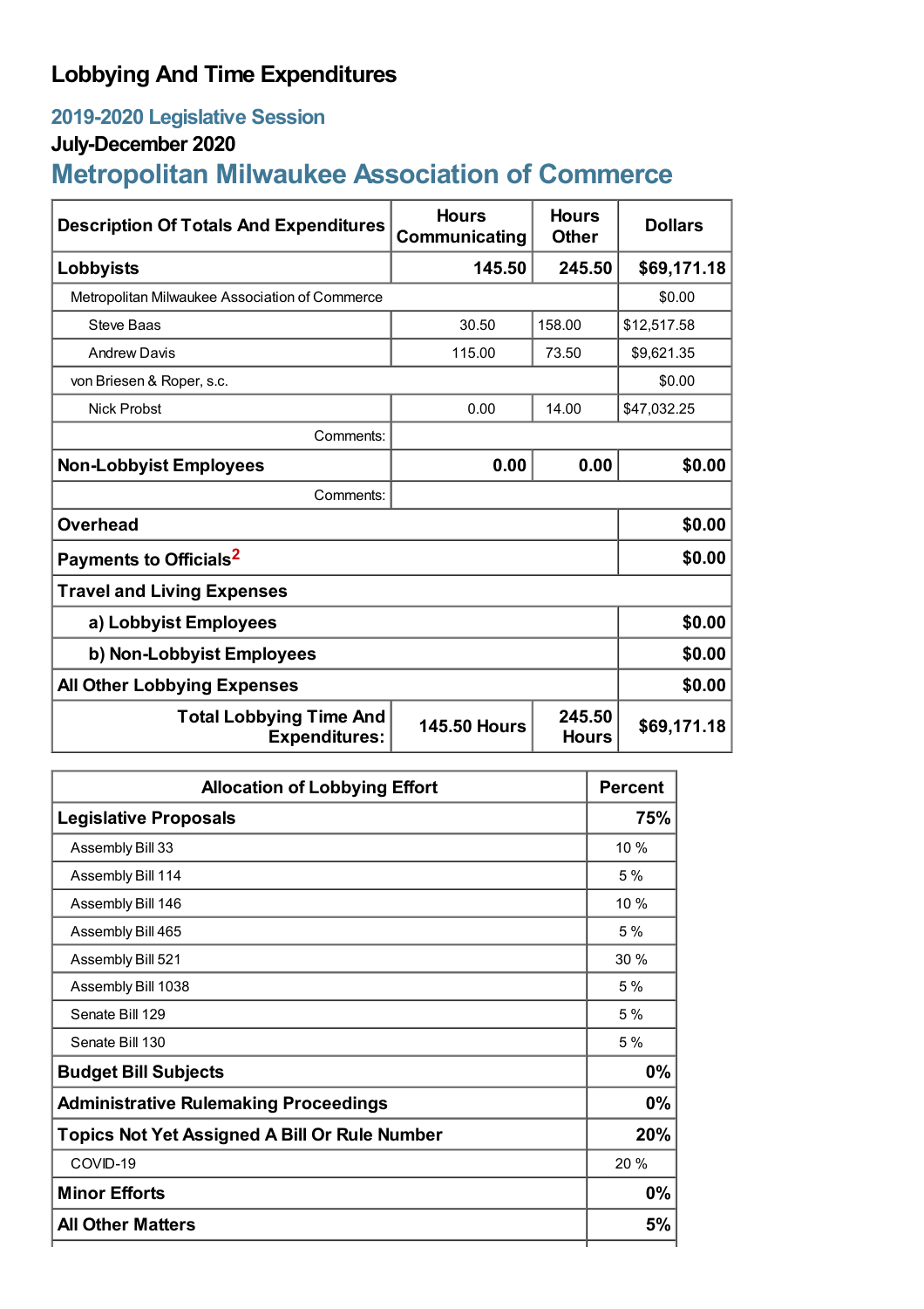# Lobbying And Time Expenditures

## 2019-2020 Legislative Session

### July-December 2020

## Metropolitan Milwaukee Association of Commerce

| Description Of Totals And Expenditures | Hours Communicating | Hours Other | Dollars |
|---|---|---|---|
| **Lobbyists** | **145.50** | **245.50** | **$69,171.18** |
| Metropolitan Milwaukee Association of Commerce | | | $0.00 |
| Steve Baas | 30.50 | 158.00 | $12,517.58 |
| Andrew Davis | 115.00 | 73.50 | $9,621.35 |
| von Briesen & Roper, s.c. | | | $0.00 |
| Nick Probst | 0.00 | 14.00 | $47,032.25 |
| Comments: | | | |
| **Non-Lobbyist Employees** | **0.00** | **0.00** | **$0.00** |
| Comments: | | | |
| **Overhead** | | | **$0.00** |
| **Payments to Officials**[2] | | | **$0.00** |
| **Travel and Living Expenses** | | | |
| **a) Lobbyist Employees** | | | **$0.00** |
| **b) Non-Lobbyist Employees** | | | **$0.00** |
| **All Other Lobbying Expenses** | | | **$0.00** |
| **Total Lobbying Time And Expenditures:** | **145.50 Hours** | **245.50 Hours** | **$69,171.18** |

| Allocation of Lobbying Effort | Percent |
|---|---|
| **Legislative Proposals** | **75%** |
| Assembly Bill 33 | 10 % |
| Assembly Bill 114 | 5 % |
| Assembly Bill 146 | 10 % |
| Assembly Bill 465 | 5 % |
| Assembly Bill 521 | 30 % |
| Assembly Bill 1038 | 5 % |
| Senate Bill 129 | 5 % |
| Senate Bill 130 | 5 % |
| **Budget Bill Subjects** | **0%** |
| **Administrative Rulemaking Proceedings** | **0%** |
| **Topics Not Yet Assigned A Bill Or Rule Number** | **20%** |
| COVID-19 | 20 % |
| **Minor Efforts** | **0%** |
| **All Other Matters** | **5%** |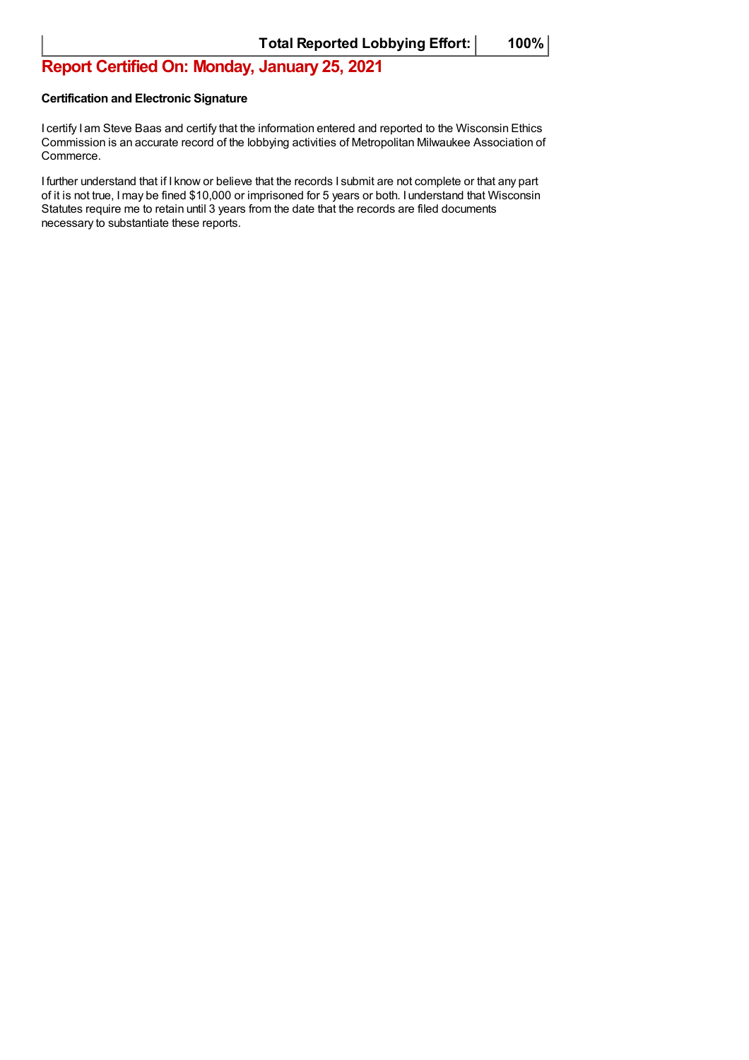| | |
|---|---|
| **Total Reported Lobbying Effort:** | **100%** |

## Report Certified On: Monday, January 25, 2021

**Certification and Electronic Signature**

I certify I am Steve Baas and certify that the information entered and reported to the Wisconsin Ethics Commission is an accurate record of the lobbying activities of Metropolitan Milwaukee Association of Commerce.

I further understand that if I know or believe that the records I submit are not complete or that any part of it is not true, I may be fined $10,000 or imprisoned for 5 years or both. I understand that Wisconsin Statutes require me to retain until 3 years from the date that the records are filed documents necessary to substantiate these reports.